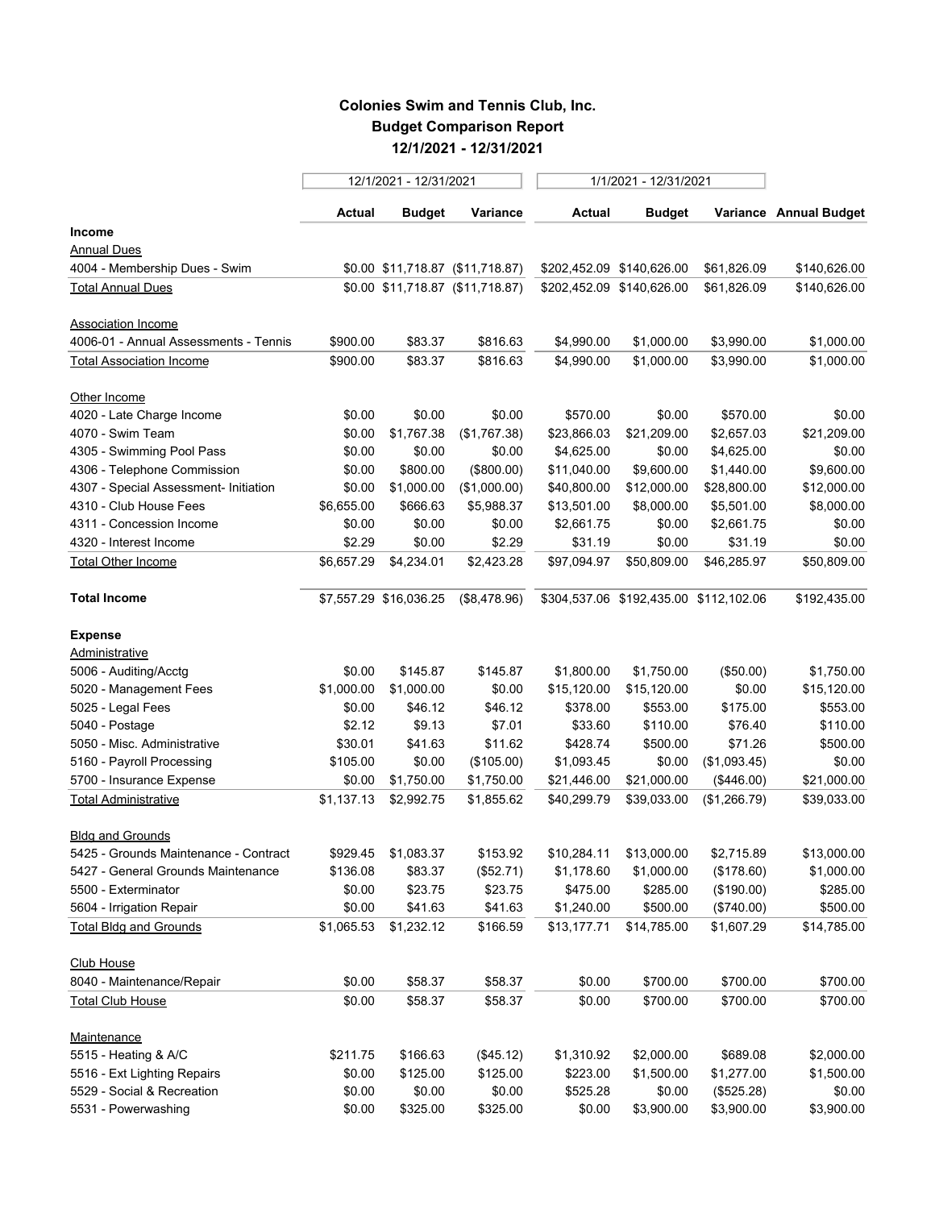# Colonies Swim and Tennis Club, Inc.
## Budget Comparison Report
### 12/1/2021 - 12/31/2021

| | 12/1/2021 - 12/31/2021 | | | 1/1/2021 - 12/31/2021 | | | |
|---|---|---|---|---|---|---|---|
| | **Actual** | **Budget** | **Variance** | **Actual** | **Budget** | **Variance** | **Annual Budget** |
| **Income** | | | | | | | |
| Annual Dues | | | | | | | |
| 4004 - Membership Dues - Swim | $0.00 | $11,718.87 | ($11,718.87) | $202,452.09 | $140,626.00 | $61,826.09 | $140,626.00 |
| Total Annual Dues | $0.00 | $11,718.87 | ($11,718.87) | $202,452.09 | $140,626.00 | $61,826.09 | $140,626.00 |
| Association Income | | | | | | | |
| 4006-01 - Annual Assessments - Tennis | $900.00 | $83.37 | $816.63 | $4,990.00 | $1,000.00 | $3,990.00 | $1,000.00 |
| Total Association Income | $900.00 | $83.37 | $816.63 | $4,990.00 | $1,000.00 | $3,990.00 | $1,000.00 |
| Other Income | | | | | | | |
| 4020 - Late Charge Income | $0.00 | $0.00 | $0.00 | $570.00 | $0.00 | $570.00 | $0.00 |
| 4070 - Swim Team | $0.00 | $1,767.38 | ($1,767.38) | $23,866.03 | $21,209.00 | $2,657.03 | $21,209.00 |
| 4305 - Swimming Pool Pass | $0.00 | $0.00 | $0.00 | $4,625.00 | $0.00 | $4,625.00 | $0.00 |
| 4306 - Telephone Commission | $0.00 | $800.00 | ($800.00) | $11,040.00 | $9,600.00 | $1,440.00 | $9,600.00 |
| 4307 - Special Assessment- Initiation | $0.00 | $1,000.00 | ($1,000.00) | $40,800.00 | $12,000.00 | $28,800.00 | $12,000.00 |
| 4310 - Club House Fees | $6,655.00 | $666.63 | $5,988.37 | $13,501.00 | $8,000.00 | $5,501.00 | $8,000.00 |
| 4311 - Concession Income | $0.00 | $0.00 | $0.00 | $2,661.75 | $0.00 | $2,661.75 | $0.00 |
| 4320 - Interest Income | $2.29 | $0.00 | $2.29 | $31.19 | $0.00 | $31.19 | $0.00 |
| Total Other Income | $6,657.29 | $4,234.01 | $2,423.28 | $97,094.97 | $50,809.00 | $46,285.97 | $50,809.00 |
| **Total Income** | $7,557.29 | $16,036.25 | ($8,478.96) | $304,537.06 | $192,435.00 | $112,102.06 | $192,435.00 |
| **Expense** | | | | | | | |
| Administrative | | | | | | | |
| 5006 - Auditing/Acctg | $0.00 | $145.87 | $145.87 | $1,800.00 | $1,750.00 | ($50.00) | $1,750.00 |
| 5020 - Management Fees | $1,000.00 | $1,000.00 | $0.00 | $15,120.00 | $15,120.00 | $0.00 | $15,120.00 |
| 5025 - Legal Fees | $0.00 | $46.12 | $46.12 | $378.00 | $553.00 | $175.00 | $553.00 |
| 5040 - Postage | $2.12 | $9.13 | $7.01 | $33.60 | $110.00 | $76.40 | $110.00 |
| 5050 - Misc. Administrative | $30.01 | $41.63 | $11.62 | $428.74 | $500.00 | $71.26 | $500.00 |
| 5160 - Payroll Processing | $105.00 | $0.00 | ($105.00) | $1,093.45 | $0.00 | ($1,093.45) | $0.00 |
| 5700 - Insurance Expense | $0.00 | $1,750.00 | $1,750.00 | $21,446.00 | $21,000.00 | ($446.00) | $21,000.00 |
| Total Administrative | $1,137.13 | $2,992.75 | $1,855.62 | $40,299.79 | $39,033.00 | ($1,266.79) | $39,033.00 |
| Bldg and Grounds | | | | | | | |
| 5425 - Grounds Maintenance - Contract | $929.45 | $1,083.37 | $153.92 | $10,284.11 | $13,000.00 | $2,715.89 | $13,000.00 |
| 5427 - General Grounds Maintenance | $136.08 | $83.37 | ($52.71) | $1,178.60 | $1,000.00 | ($178.60) | $1,000.00 |
| 5500 - Exterminator | $0.00 | $23.75 | $23.75 | $475.00 | $285.00 | ($190.00) | $285.00 |
| 5604 - Irrigation Repair | $0.00 | $41.63 | $41.63 | $1,240.00 | $500.00 | ($740.00) | $500.00 |
| Total Bldg and Grounds | $1,065.53 | $1,232.12 | $166.59 | $13,177.71 | $14,785.00 | $1,607.29 | $14,785.00 |
| Club House | | | | | | | |
| 8040 - Maintenance/Repair | $0.00 | $58.37 | $58.37 | $0.00 | $700.00 | $700.00 | $700.00 |
| Total Club House | $0.00 | $58.37 | $58.37 | $0.00 | $700.00 | $700.00 | $700.00 |
| Maintenance | | | | | | | |
| 5515 - Heating & A/C | $211.75 | $166.63 | ($45.12) | $1,310.92 | $2,000.00 | $689.08 | $2,000.00 |
| 5516 - Ext Lighting Repairs | $0.00 | $125.00 | $125.00 | $223.00 | $1,500.00 | $1,277.00 | $1,500.00 |
| 5529 - Social & Recreation | $0.00 | $0.00 | $0.00 | $525.28 | $0.00 | ($525.28) | $0.00 |
| 5531 - Powerwashing | $0.00 | $325.00 | $325.00 | $0.00 | $3,900.00 | $3,900.00 | $3,900.00 |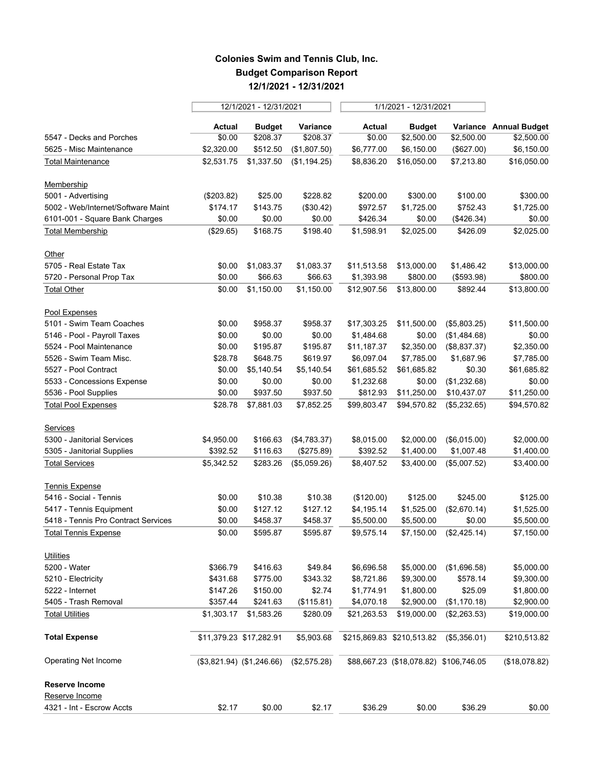# Colonies Swim and Tennis Club, Inc.
## Budget Comparison Report
### 12/1/2021 - 12/31/2021

| | 12/1/2021 - 12/31/2021 | | | 1/1/2021 - 12/31/2021 | | | |
|---|---|---|---|---|---|---|---|
| | **Actual** | **Budget** | **Variance** | **Actual** | **Budget** | **Variance** | **Annual Budget** |
| 5547 - Decks and Porches | $0.00 | $208.37 | $208.37 | $0.00 | $2,500.00 | $2,500.00 | $2,500.00 |
| 5625 - Misc Maintenance | $2,320.00 | $512.50 | ($1,807.50) | $6,777.00 | $6,150.00 | ($627.00) | $6,150.00 |
| Total Maintenance | $2,531.75 | $1,337.50 | ($1,194.25) | $8,836.20 | $16,050.00 | $7,213.80 | $16,050.00 |
| Membership | | | | | | | |
| 5001 - Advertising | ($203.82) | $25.00 | $228.82 | $200.00 | $300.00 | $100.00 | $300.00 |
| 5002 - Web/Internet/Software Maint | $174.17 | $143.75 | ($30.42) | $972.57 | $1,725.00 | $752.43 | $1,725.00 |
| 6101-001 - Square Bank Charges | $0.00 | $0.00 | $0.00 | $426.34 | $0.00 | ($426.34) | $0.00 |
| Total Membership | ($29.65) | $168.75 | $198.40 | $1,598.91 | $2,025.00 | $426.09 | $2,025.00 |
| Other | | | | | | | |
| 5705 - Real Estate Tax | $0.00 | $1,083.37 | $1,083.37 | $11,513.58 | $13,000.00 | $1,486.42 | $13,000.00 |
| 5720 - Personal Prop Tax | $0.00 | $66.63 | $66.63 | $1,393.98 | $800.00 | ($593.98) | $800.00 |
| Total Other | $0.00 | $1,150.00 | $1,150.00 | $12,907.56 | $13,800.00 | $892.44 | $13,800.00 |
| Pool Expenses | | | | | | | |
| 5101 - Swim Team Coaches | $0.00 | $958.37 | $958.37 | $17,303.25 | $11,500.00 | ($5,803.25) | $11,500.00 |
| 5146 - Pool - Payroll Taxes | $0.00 | $0.00 | $0.00 | $1,484.68 | $0.00 | ($1,484.68) | $0.00 |
| 5524 - Pool Maintenance | $0.00 | $195.87 | $195.87 | $11,187.37 | $2,350.00 | ($8,837.37) | $2,350.00 |
| 5526 - Swim Team Misc. | $28.78 | $648.75 | $619.97 | $6,097.04 | $7,785.00 | $1,687.96 | $7,785.00 |
| 5527 - Pool Contract | $0.00 | $5,140.54 | $5,140.54 | $61,685.52 | $61,685.82 | $0.30 | $61,685.82 |
| 5533 - Concessions Expense | $0.00 | $0.00 | $0.00 | $1,232.68 | $0.00 | ($1,232.68) | $0.00 |
| 5536 - Pool Supplies | $0.00 | $937.50 | $937.50 | $812.93 | $11,250.00 | $10,437.07 | $11,250.00 |
| Total Pool Expenses | $28.78 | $7,881.03 | $7,852.25 | $99,803.47 | $94,570.82 | ($5,232.65) | $94,570.82 |
| Services | | | | | | | |
| 5300 - Janitorial Services | $4,950.00 | $166.63 | ($4,783.37) | $8,015.00 | $2,000.00 | ($6,015.00) | $2,000.00 |
| 5305 - Janitorial Supplies | $392.52 | $116.63 | ($275.89) | $392.52 | $1,400.00 | $1,007.48 | $1,400.00 |
| Total Services | $5,342.52 | $283.26 | ($5,059.26) | $8,407.52 | $3,400.00 | ($5,007.52) | $3,400.00 |
| Tennis Expense | | | | | | | |
| 5416 - Social - Tennis | $0.00 | $10.38 | $10.38 | ($120.00) | $125.00 | $245.00 | $125.00 |
| 5417 - Tennis Equipment | $0.00 | $127.12 | $127.12 | $4,195.14 | $1,525.00 | ($2,670.14) | $1,525.00 |
| 5418 - Tennis Pro Contract Services | $0.00 | $458.37 | $458.37 | $5,500.00 | $5,500.00 | $0.00 | $5,500.00 |
| Total Tennis Expense | $0.00 | $595.87 | $595.87 | $9,575.14 | $7,150.00 | ($2,425.14) | $7,150.00 |
| Utilities | | | | | | | |
| 5200 - Water | $366.79 | $416.63 | $49.84 | $6,696.58 | $5,000.00 | ($1,696.58) | $5,000.00 |
| 5210 - Electricity | $431.68 | $775.00 | $343.32 | $8,721.86 | $9,300.00 | $578.14 | $9,300.00 |
| 5222 - Internet | $147.26 | $150.00 | $2.74 | $1,774.91 | $1,800.00 | $25.09 | $1,800.00 |
| 5405 - Trash Removal | $357.44 | $241.63 | ($115.81) | $4,070.18 | $2,900.00 | ($1,170.18) | $2,900.00 |
| Total Utilities | $1,303.17 | $1,583.26 | $280.09 | $21,263.53 | $19,000.00 | ($2,263.53) | $19,000.00 |
| **Total Expense** | $11,379.23 | $17,282.91 | $5,903.68 | $215,869.83 | $210,513.82 | ($5,356.01) | $210,513.82 |
| Operating Net Income | ($3,821.94) | ($1,246.66) | ($2,575.28) | $88,667.23 | ($18,078.82) | $106,746.05 | ($18,078.82) |
| **Reserve Income** | | | | | | | |
| Reserve Income | | | | | | | |
| 4321 - Int - Escrow Accts | $2.17 | $0.00 | $2.17 | $36.29 | $0.00 | $36.29 | $0.00 |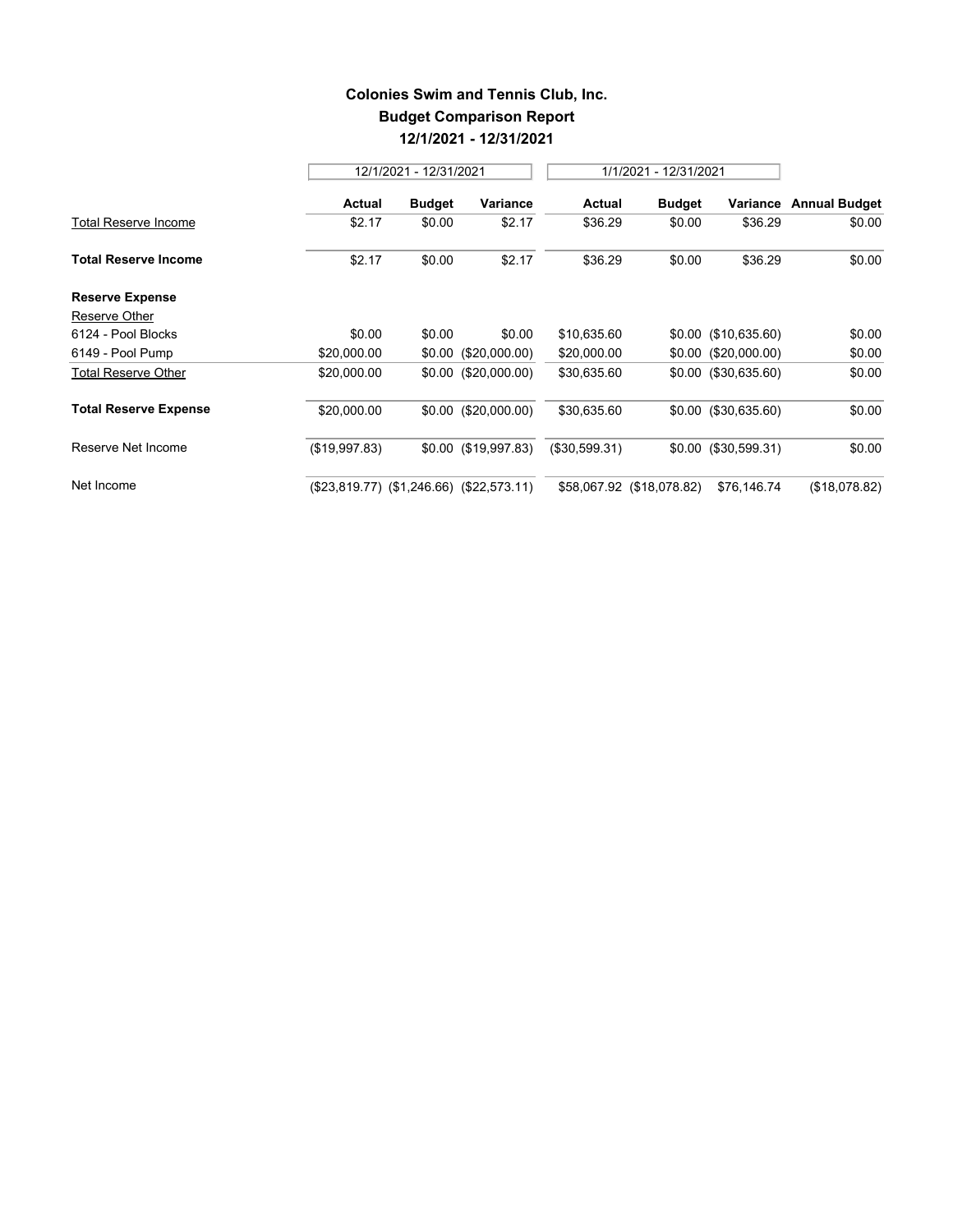**Colonies Swim and Tennis Club, Inc.**
**Budget Comparison Report**
**12/1/2021 - 12/31/2021**

| | 12/1/2021 - 12/31/2021 | | | 1/1/2021 - 12/31/2021 | | | |
|---|---|---|---|---|---|---|---|
| | **Actual** | **Budget** | **Variance** | **Actual** | **Budget** | **Variance** | **Annual Budget** |
| Total Reserve Income | $2.17 | $0.00 | $2.17 | $36.29 | $0.00 | $36.29 | $0.00 |
| **Total Reserve Income** | $2.17 | $0.00 | $2.17 | $36.29 | $0.00 | $36.29 | $0.00 |
| **Reserve Expense** | | | | | | | |
| Reserve Other | | | | | | | |
| 6124 - Pool Blocks | $0.00 | $0.00 | $0.00 | $10,635.60 | $0.00 | ($10,635.60) | $0.00 |
| 6149 - Pool Pump | $20,000.00 | $0.00 | ($20,000.00) | $20,000.00 | $0.00 | ($20,000.00) | $0.00 |
| Total Reserve Other | $20,000.00 | $0.00 | ($20,000.00) | $30,635.60 | $0.00 | ($30,635.60) | $0.00 |
| **Total Reserve Expense** | $20,000.00 | $0.00 | ($20,000.00) | $30,635.60 | $0.00 | ($30,635.60) | $0.00 |
| Reserve Net Income | ($19,997.83) | $0.00 | ($19,997.83) | ($30,599.31) | $0.00 | ($30,599.31) | $0.00 |
| Net Income | ($23,819.77) | ($1,246.66) | ($22,573.11) | $58,067.92 | ($18,078.82) | $76,146.74 | ($18,078.82) |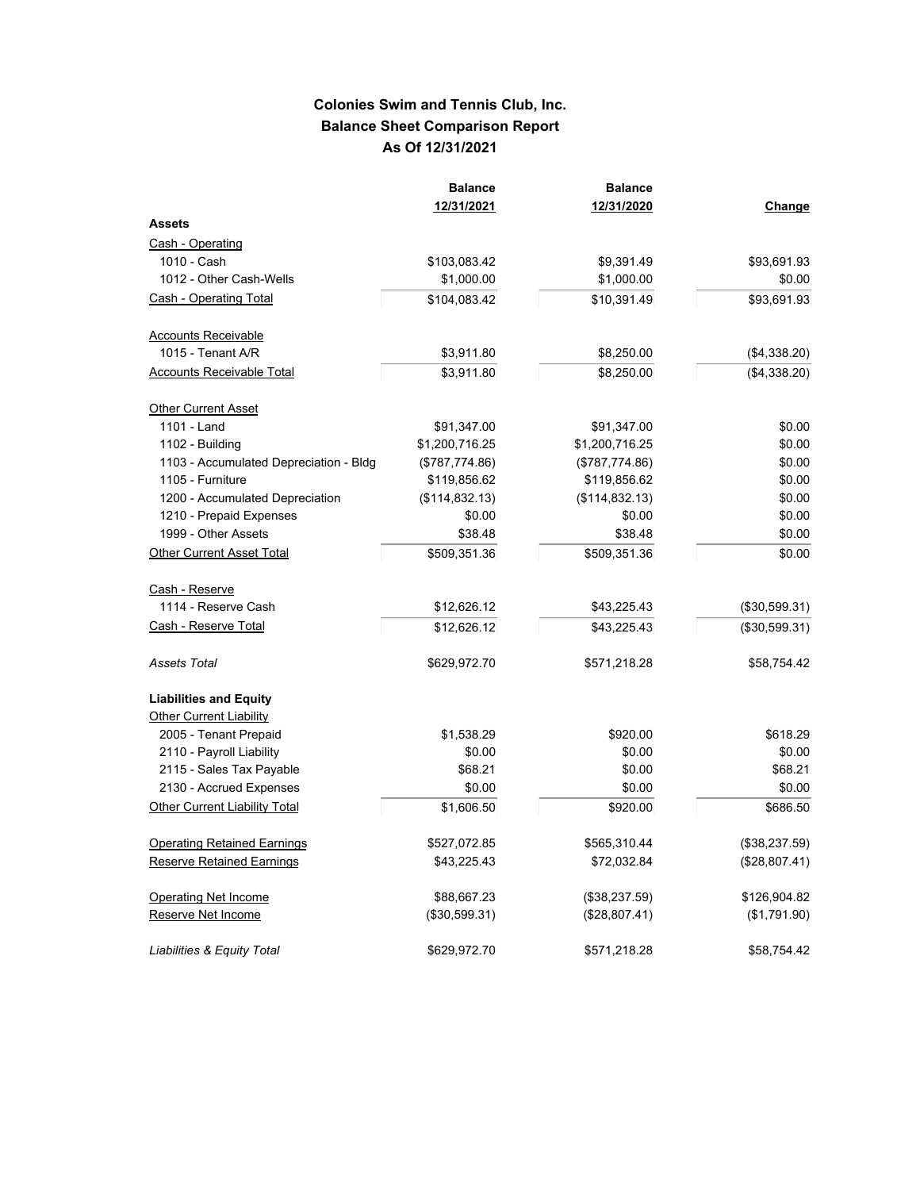# Colonies Swim and Tennis Club, Inc.
## Balance Sheet Comparison Report
### As Of 12/31/2021

| | Balance 12/31/2021 | Balance 12/31/2020 | Change |
|---|---|---|---|
| **Assets** | | | |
| Cash - Operating | | | |
| 1010 - Cash | $103,083.42 | $9,391.49 | $93,691.93 |
| 1012 - Other Cash-Wells | $1,000.00 | $1,000.00 | $0.00 |
| Cash - Operating Total | $104,083.42 | $10,391.49 | $93,691.93 |
| Accounts Receivable | | | |
| 1015 - Tenant A/R | $3,911.80 | $8,250.00 | ($4,338.20) |
| Accounts Receivable Total | $3,911.80 | $8,250.00 | ($4,338.20) |
| Other Current Asset | | | |
| 1101 - Land | $91,347.00 | $91,347.00 | $0.00 |
| 1102 - Building | $1,200,716.25 | $1,200,716.25 | $0.00 |
| 1103 - Accumulated Depreciation - Bldg | ($787,774.86) | ($787,774.86) | $0.00 |
| 1105 - Furniture | $119,856.62 | $119,856.62 | $0.00 |
| 1200 - Accumulated Depreciation | ($114,832.13) | ($114,832.13) | $0.00 |
| 1210 - Prepaid Expenses | $0.00 | $0.00 | $0.00 |
| 1999 - Other Assets | $38.48 | $38.48 | $0.00 |
| Other Current Asset Total | $509,351.36 | $509,351.36 | $0.00 |
| Cash - Reserve | | | |
| 1114 - Reserve Cash | $12,626.12 | $43,225.43 | ($30,599.31) |
| Cash - Reserve Total | $12,626.12 | $43,225.43 | ($30,599.31) |
| *Assets Total* | $629,972.70 | $571,218.28 | $58,754.42 |
| **Liabilities and Equity** | | | |
| Other Current Liability | | | |
| 2005 - Tenant Prepaid | $1,538.29 | $920.00 | $618.29 |
| 2110 - Payroll Liability | $0.00 | $0.00 | $0.00 |
| 2115 - Sales Tax Payable | $68.21 | $0.00 | $68.21 |
| 2130 - Accrued Expenses | $0.00 | $0.00 | $0.00 |
| Other Current Liability Total | $1,606.50 | $920.00 | $686.50 |
| Operating Retained Earnings | $527,072.85 | $565,310.44 | ($38,237.59) |
| Reserve Retained Earnings | $43,225.43 | $72,032.84 | ($28,807.41) |
| Operating Net Income | $88,667.23 | ($38,237.59) | $126,904.82 |
| Reserve Net Income | ($30,599.31) | ($28,807.41) | ($1,791.90) |
| *Liabilities & Equity Total* | $629,972.70 | $571,218.28 | $58,754.42 |